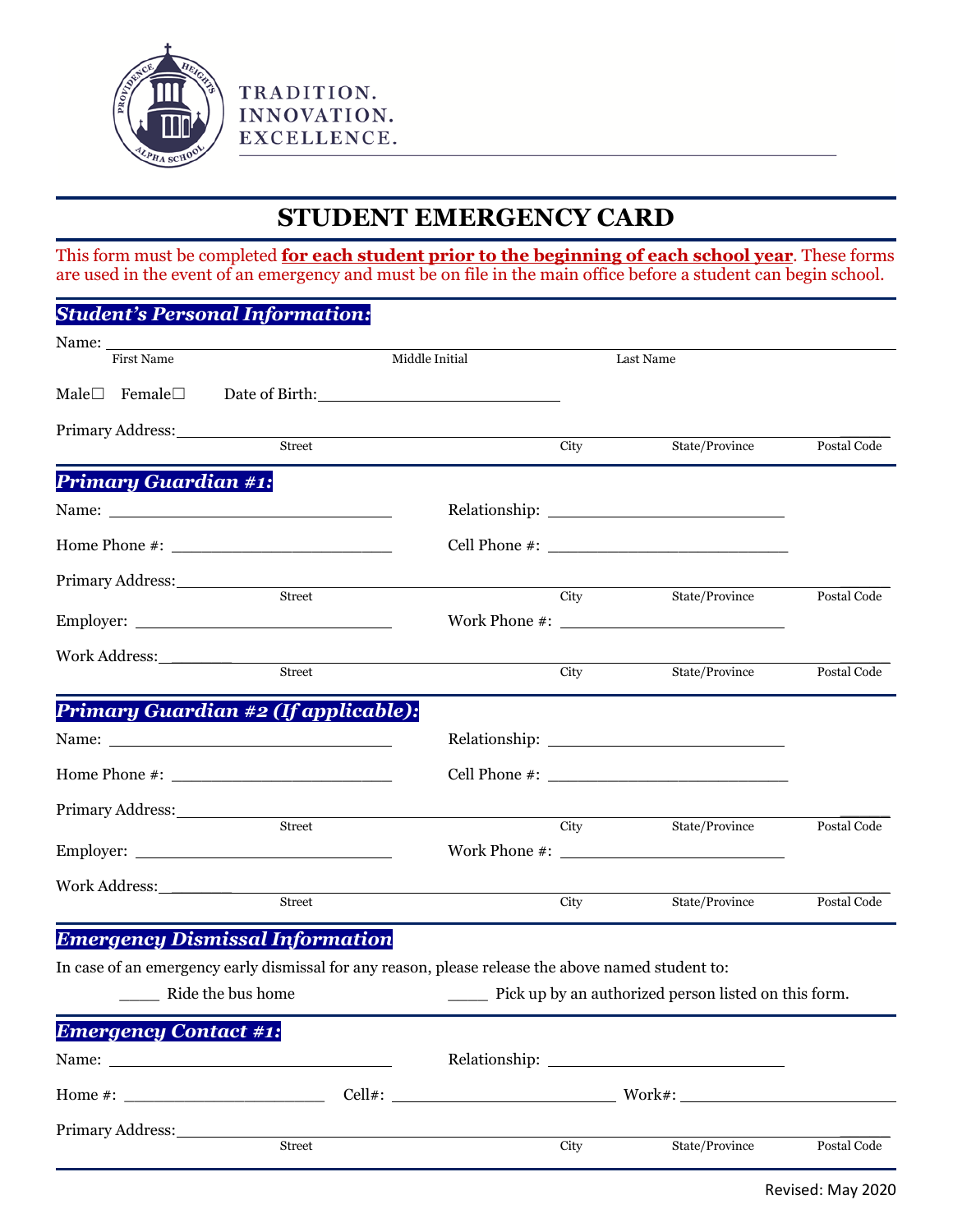TRADITION.
INNOVATION.
EXCELLENCE.

# STUDENT EMERGENCY CARD

This form must be completed **for each student prior to the beginning of each school year**. These forms are used in the event of an emergency and must be on file in the main office before a student can begin school.

## *Student's Personal Information:*

Name: ______________________________________________________________
First Name Middle Initial Last Name

Male☐ Female☐ Date of Birth: ____________________

Primary Address: ______________________________________________________________
Street City State/Province Postal Code

## *Primary Guardian #1:*

Name: ________________________ Relationship: ________________________

Home Phone #: ________________________ Cell Phone #: ________________________

Primary Address: ______________________________________________________________
Street City State/Province Postal Code

Employer: ________________________ Work Phone #: ________________________

Work Address: ______________________________________________________________
Street City State/Province Postal Code

## *Primary Guardian #2 (If applicable):*

Name: ________________________ Relationship: ________________________

Home Phone #: ________________________ Cell Phone #: ________________________

Primary Address: ______________________________________________________________
Street City State/Province Postal Code

Employer: ________________________ Work Phone #: ________________________

Work Address: ______________________________________________________________
Street City State/Province Postal Code

## *Emergency Dismissal Information*

In case of an emergency early dismissal for any reason, please release the above named student to:

_____ Ride the bus home _____ Pick up by an authorized person listed on this form.

## *Emergency Contact #1:*

Name: ________________________ Relationship: ________________________

Home #: ____________________ Cell#: ____________________ Work#: ____________________

Primary Address: ______________________________________________________________
Street City State/Province Postal Code

Revised: May 2020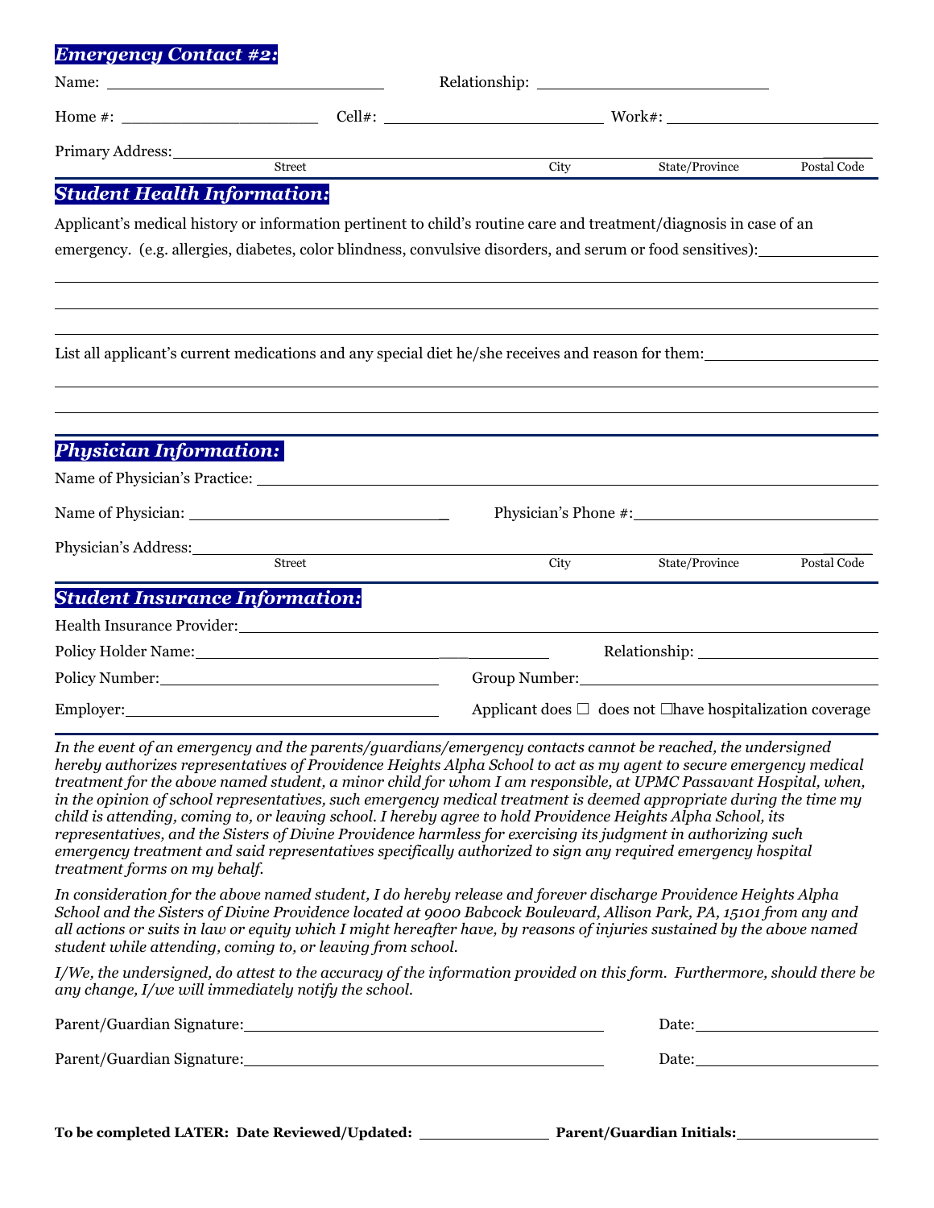## *Emergency Contact #2:*

Name: ______________________________ Relationship: ________________________

Home #: ____________________ Cell#: ______________________ Work#: ______________________

Primary Address: ________________________________________________________________________

Street City State/Province Postal Code

## *Student Health Information:*

Applicant's medical history or information pertinent to child's routine care and treatment/diagnosis in case of an emergency. (e.g. allergies, diabetes, color blindness, convulsive disorders, and serum or food sensitives): ____________

________________________________________________________________________________________

________________________________________________________________________________________

________________________________________________________________________________________

List all applicant's current medications and any special diet he/she receives and reason for them: ________________

________________________________________________________________________________________

________________________________________________________________________________________

## *Physician Information:*

Name of Physician's Practice: ____________________________________________________________

Name of Physician: ____________________________ Physician's Phone #: ________________________

Physician's Address: _____________________________________________________________________

Street City State/Province Postal Code

## *Student Insurance Information:*

Health Insurance Provider: _______________________________________________________________

Policy Holder Name: ______________________________ Relationship: ____________________

Policy Number: ____________________________ Group Number: ______________________________

Employer: ________________________________ Applicant does ☐ does not ☐have hospitalization coverage

*In the event of an emergency and the parents/guardians/emergency contacts cannot be reached, the undersigned hereby authorizes representatives of Providence Heights Alpha School to act as my agent to secure emergency medical treatment for the above named student, a minor child for whom I am responsible, at UPMC Passavant Hospital, when, in the opinion of school representatives, such emergency medical treatment is deemed appropriate during the time my child is attending, coming to, or leaving school. I hereby agree to hold Providence Heights Alpha School, its representatives, and the Sisters of Divine Providence harmless for exercising its judgment in authorizing such emergency treatment and said representatives specifically authorized to sign any required emergency hospital treatment forms on my behalf.*

*In consideration for the above named student, I do hereby release and forever discharge Providence Heights Alpha School and the Sisters of Divine Providence located at 9000 Babcock Boulevard, Allison Park, PA, 15101 from any and all actions or suits in law or equity which I might hereafter have, by reasons of injuries sustained by the above named student while attending, coming to, or leaving from school.*

*I/We, the undersigned, do attest to the accuracy of the information provided on this form. Furthermore, should there be any change, I/we will immediately notify the school.*

Parent/Guardian Signature: ______________________________________ Date: ____________________

Parent/Guardian Signature: ______________________________________ Date: ____________________

**To be completed LATER: Date Reviewed/Updated:** ______________ **Parent/Guardian Initials:** ______________